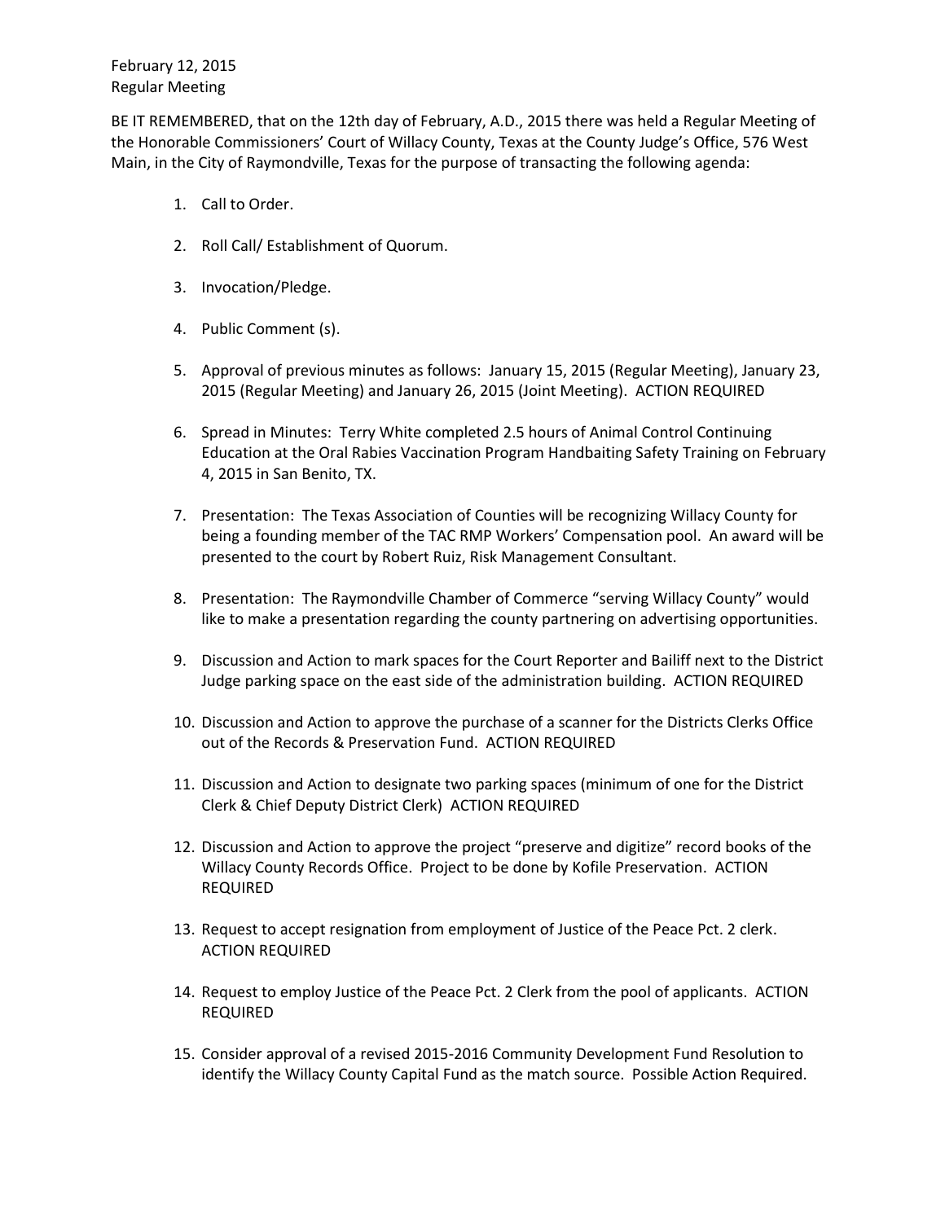February 12, 2015
Regular Meeting

BE IT REMEMBERED, that on the 12th day of February, A.D., 2015 there was held a Regular Meeting of the Honorable Commissioners' Court of Willacy County, Texas at the County Judge's Office, 576 West Main, in the City of Raymondville, Texas for the purpose of transacting the following agenda:

1. Call to Order.

2. Roll Call/ Establishment of Quorum.

3. Invocation/Pledge.

4. Public Comment (s).

5. Approval of previous minutes as follows: January 15, 2015 (Regular Meeting), January 23, 2015 (Regular Meeting) and January 26, 2015 (Joint Meeting). ACTION REQUIRED

6. Spread in Minutes: Terry White completed 2.5 hours of Animal Control Continuing Education at the Oral Rabies Vaccination Program Handbaiting Safety Training on February 4, 2015 in San Benito, TX.

7. Presentation: The Texas Association of Counties will be recognizing Willacy County for being a founding member of the TAC RMP Workers' Compensation pool. An award will be presented to the court by Robert Ruiz, Risk Management Consultant.

8. Presentation: The Raymondville Chamber of Commerce "serving Willacy County" would like to make a presentation regarding the county partnering on advertising opportunities.

9. Discussion and Action to mark spaces for the Court Reporter and Bailiff next to the District Judge parking space on the east side of the administration building. ACTION REQUIRED

10. Discussion and Action to approve the purchase of a scanner for the Districts Clerks Office out of the Records & Preservation Fund. ACTION REQUIRED

11. Discussion and Action to designate two parking spaces (minimum of one for the District Clerk & Chief Deputy District Clerk) ACTION REQUIRED

12. Discussion and Action to approve the project "preserve and digitize" record books of the Willacy County Records Office. Project to be done by Kofile Preservation. ACTION REQUIRED

13. Request to accept resignation from employment of Justice of the Peace Pct. 2 clerk. ACTION REQUIRED

14. Request to employ Justice of the Peace Pct. 2 Clerk from the pool of applicants. ACTION REQUIRED

15. Consider approval of a revised 2015-2016 Community Development Fund Resolution to identify the Willacy County Capital Fund as the match source. Possible Action Required.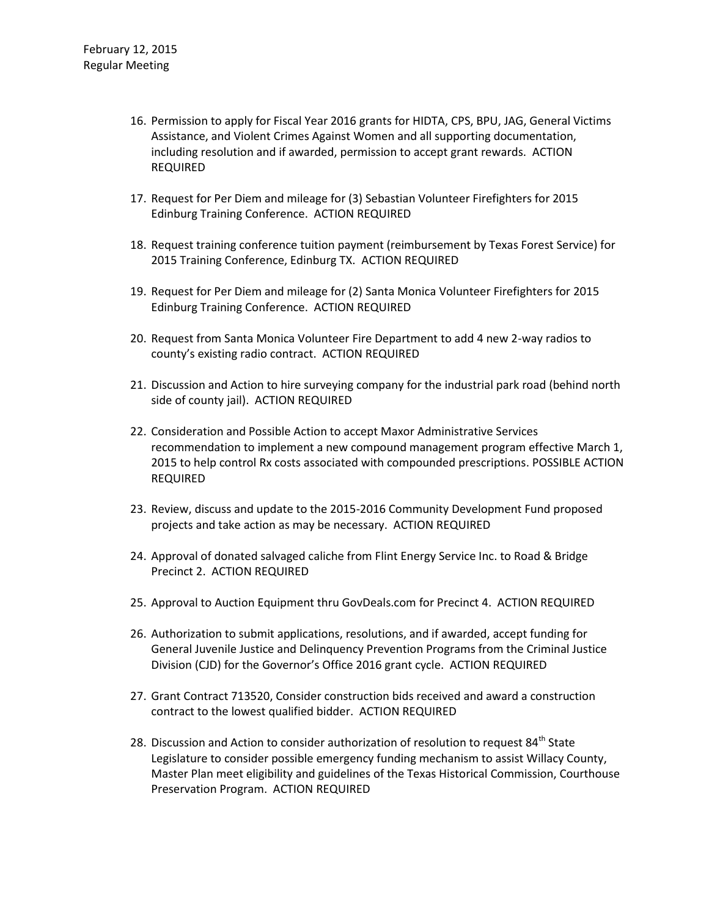16. Permission to apply for Fiscal Year 2016 grants for HIDTA, CPS, BPU, JAG, General Victims Assistance, and Violent Crimes Against Women and all supporting documentation, including resolution and if awarded, permission to accept grant rewards. ACTION REQUIRED

17. Request for Per Diem and mileage for (3) Sebastian Volunteer Firefighters for 2015 Edinburg Training Conference. ACTION REQUIRED

18. Request training conference tuition payment (reimbursement by Texas Forest Service) for 2015 Training Conference, Edinburg TX. ACTION REQUIRED

19. Request for Per Diem and mileage for (2) Santa Monica Volunteer Firefighters for 2015 Edinburg Training Conference. ACTION REQUIRED

20. Request from Santa Monica Volunteer Fire Department to add 4 new 2-way radios to county's existing radio contract. ACTION REQUIRED

21. Discussion and Action to hire surveying company for the industrial park road (behind north side of county jail). ACTION REQUIRED

22. Consideration and Possible Action to accept Maxor Administrative Services recommendation to implement a new compound management program effective March 1, 2015 to help control Rx costs associated with compounded prescriptions. POSSIBLE ACTION REQUIRED

23. Review, discuss and update to the 2015-2016 Community Development Fund proposed projects and take action as may be necessary. ACTION REQUIRED

24. Approval of donated salvaged caliche from Flint Energy Service Inc. to Road & Bridge Precinct 2. ACTION REQUIRED

25. Approval to Auction Equipment thru GovDeals.com for Precinct 4. ACTION REQUIRED

26. Authorization to submit applications, resolutions, and if awarded, accept funding for General Juvenile Justice and Delinquency Prevention Programs from the Criminal Justice Division (CJD) for the Governor's Office 2016 grant cycle. ACTION REQUIRED

27. Grant Contract 713520, Consider construction bids received and award a construction contract to the lowest qualified bidder. ACTION REQUIRED

28. Discussion and Action to consider authorization of resolution to request 84th State Legislature to consider possible emergency funding mechanism to assist Willacy County, Master Plan meet eligibility and guidelines of the Texas Historical Commission, Courthouse Preservation Program. ACTION REQUIRED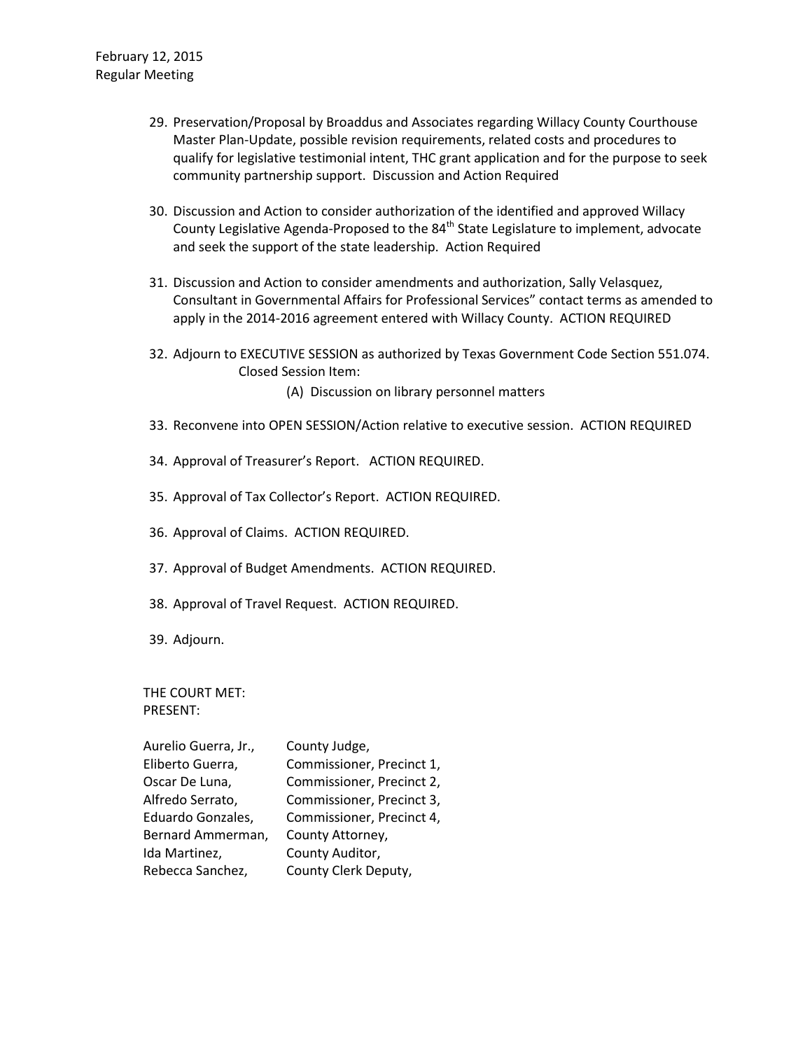29. Preservation/Proposal by Broaddus and Associates regarding Willacy County Courthouse Master Plan-Update, possible revision requirements, related costs and procedures to qualify for legislative testimonial intent, THC grant application and for the purpose to seek community partnership support. Discussion and Action Required

30. Discussion and Action to consider authorization of the identified and approved Willacy County Legislative Agenda-Proposed to the 84th State Legislature to implement, advocate and seek the support of the state leadership. Action Required

31. Discussion and Action to consider amendments and authorization, Sally Velasquez, Consultant in Governmental Affairs for Professional Services" contact terms as amended to apply in the 2014-2016 agreement entered with Willacy County. ACTION REQUIRED

32. Adjourn to EXECUTIVE SESSION as authorized by Texas Government Code Section 551.074.
    Closed Session Item:
    (A) Discussion on library personnel matters

33. Reconvene into OPEN SESSION/Action relative to executive session. ACTION REQUIRED

34. Approval of Treasurer's Report. ACTION REQUIRED.

35. Approval of Tax Collector's Report. ACTION REQUIRED.

36. Approval of Claims. ACTION REQUIRED.

37. Approval of Budget Amendments. ACTION REQUIRED.

38. Approval of Travel Request. ACTION REQUIRED.

39. Adjourn.

THE COURT MET:
PRESENT:

| | |
|---|---|
| Aurelio Guerra, Jr., | County Judge, |
| Eliberto Guerra, | Commissioner, Precinct 1, |
| Oscar De Luna, | Commissioner, Precinct 2, |
| Alfredo Serrato, | Commissioner, Precinct 3, |
| Eduardo Gonzales, | Commissioner, Precinct 4, |
| Bernard Ammerman, | County Attorney, |
| Ida Martinez, | County Auditor, |
| Rebecca Sanchez, | County Clerk Deputy, |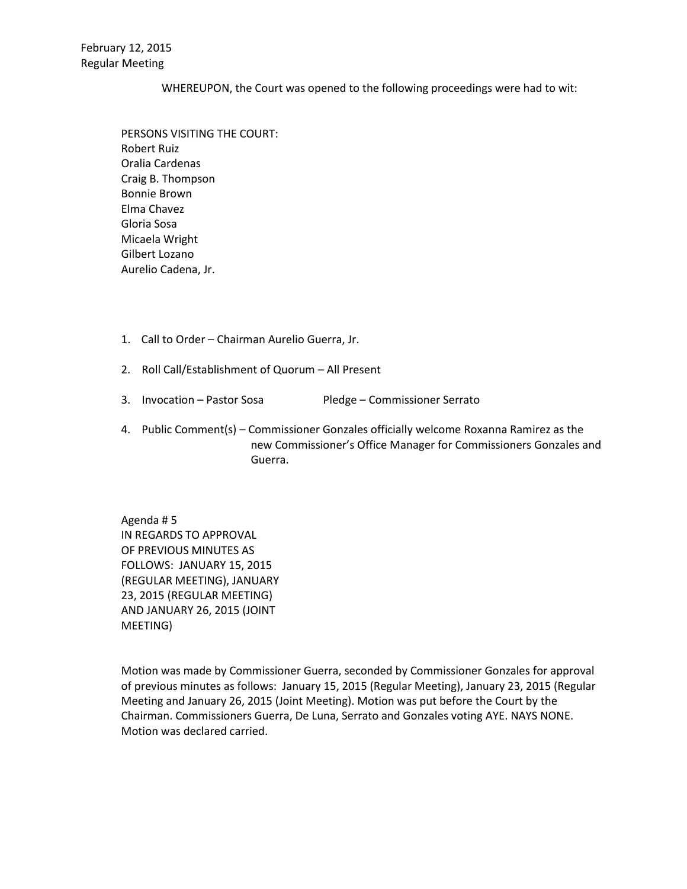February 12, 2015
Regular Meeting

WHEREUPON, the Court was opened to the following proceedings were had to wit:

PERSONS VISITING THE COURT:
Robert Ruiz
Oralia Cardenas
Craig B. Thompson
Bonnie Brown
Elma Chavez
Gloria Sosa
Micaela Wright
Gilbert Lozano
Aurelio Cadena, Jr.

1. Call to Order – Chairman Aurelio Guerra, Jr.

2. Roll Call/Establishment of Quorum – All Present

3. Invocation – Pastor Sosa Pledge – Commissioner Serrato

4. Public Comment(s) – Commissioner Gonzales officially welcome Roxanna Ramirez as the new Commissioner's Office Manager for Commissioners Gonzales and Guerra.

Agenda # 5
IN REGARDS TO APPROVAL
OF PREVIOUS MINUTES AS
FOLLOWS: JANUARY 15, 2015
(REGULAR MEETING), JANUARY
23, 2015 (REGULAR MEETING)
AND JANUARY 26, 2015 (JOINT
MEETING)

Motion was made by Commissioner Guerra, seconded by Commissioner Gonzales for approval of previous minutes as follows: January 15, 2015 (Regular Meeting), January 23, 2015 (Regular Meeting and January 26, 2015 (Joint Meeting). Motion was put before the Court by the Chairman. Commissioners Guerra, De Luna, Serrato and Gonzales voting AYE. NAYS NONE. Motion was declared carried.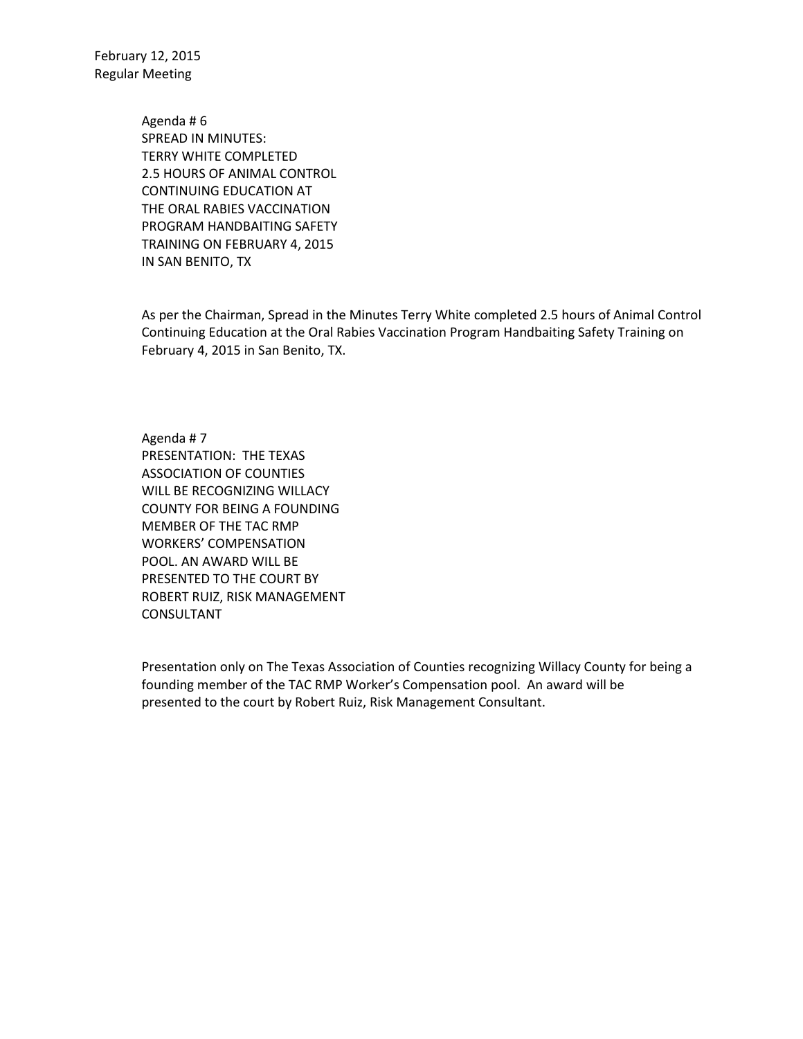February 12, 2015
Regular Meeting

Agenda # 6
SPREAD IN MINUTES:
TERRY WHITE COMPLETED
2.5 HOURS OF ANIMAL CONTROL
CONTINUING EDUCATION AT
THE ORAL RABIES VACCINATION
PROGRAM HANDBAITING SAFETY
TRAINING ON FEBRUARY 4, 2015
IN SAN BENITO, TX

As per the Chairman, Spread in the Minutes Terry White completed 2.5 hours of Animal Control Continuing Education at the Oral Rabies Vaccination Program Handbaiting Safety Training on February 4, 2015 in San Benito, TX.

Agenda # 7
PRESENTATION: THE TEXAS
ASSOCIATION OF COUNTIES
WILL BE RECOGNIZING WILLACY
COUNTY FOR BEING A FOUNDING
MEMBER OF THE TAC RMP
WORKERS' COMPENSATION
POOL. AN AWARD WILL BE
PRESENTED TO THE COURT BY
ROBERT RUIZ, RISK MANAGEMENT
CONSULTANT

Presentation only on The Texas Association of Counties recognizing Willacy County for being a founding member of the TAC RMP Worker's Compensation pool. An award will be presented to the court by Robert Ruiz, Risk Management Consultant.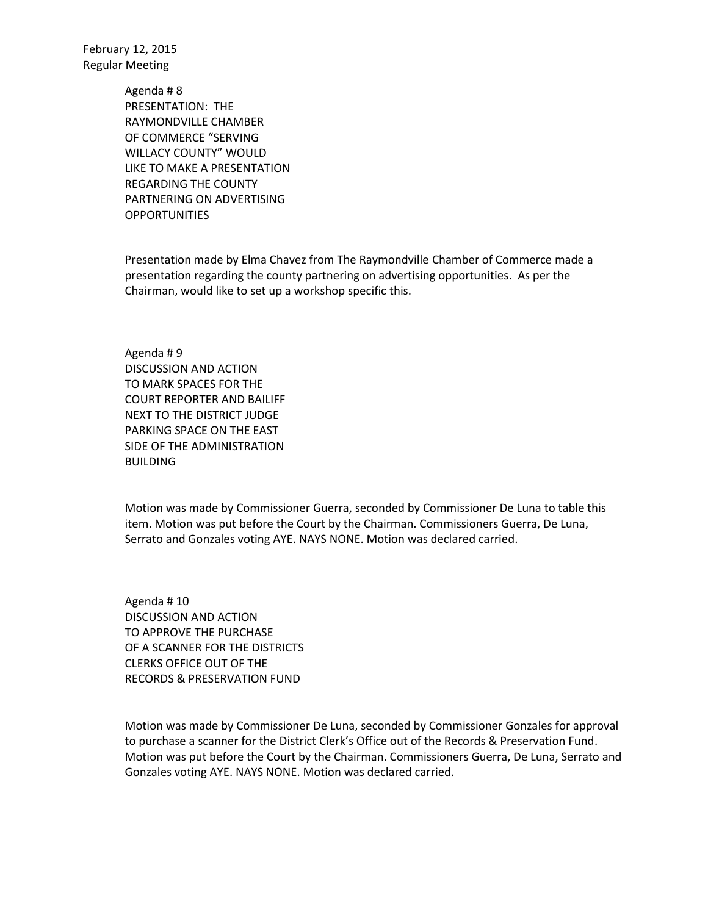February 12, 2015
Regular Meeting

Agenda # 8
PRESENTATION: THE RAYMONDVILLE CHAMBER OF COMMERCE "SERVING WILLACY COUNTY" WOULD LIKE TO MAKE A PRESENTATION REGARDING THE COUNTY PARTNERING ON ADVERTISING OPPORTUNITIES

Presentation made by Elma Chavez from The Raymondville Chamber of Commerce made a presentation regarding the county partnering on advertising opportunities. As per the Chairman, would like to set up a workshop specific this.

Agenda # 9
DISCUSSION AND ACTION TO MARK SPACES FOR THE COURT REPORTER AND BAILIFF NEXT TO THE DISTRICT JUDGE PARKING SPACE ON THE EAST SIDE OF THE ADMINISTRATION BUILDING

Motion was made by Commissioner Guerra, seconded by Commissioner De Luna to table this item. Motion was put before the Court by the Chairman. Commissioners Guerra, De Luna, Serrato and Gonzales voting AYE. NAYS NONE. Motion was declared carried.

Agenda # 10
DISCUSSION AND ACTION TO APPROVE THE PURCHASE OF A SCANNER FOR THE DISTRICTS CLERKS OFFICE OUT OF THE RECORDS & PRESERVATION FUND

Motion was made by Commissioner De Luna, seconded by Commissioner Gonzales for approval to purchase a scanner for the District Clerk's Office out of the Records & Preservation Fund. Motion was put before the Court by the Chairman. Commissioners Guerra, De Luna, Serrato and Gonzales voting AYE. NAYS NONE. Motion was declared carried.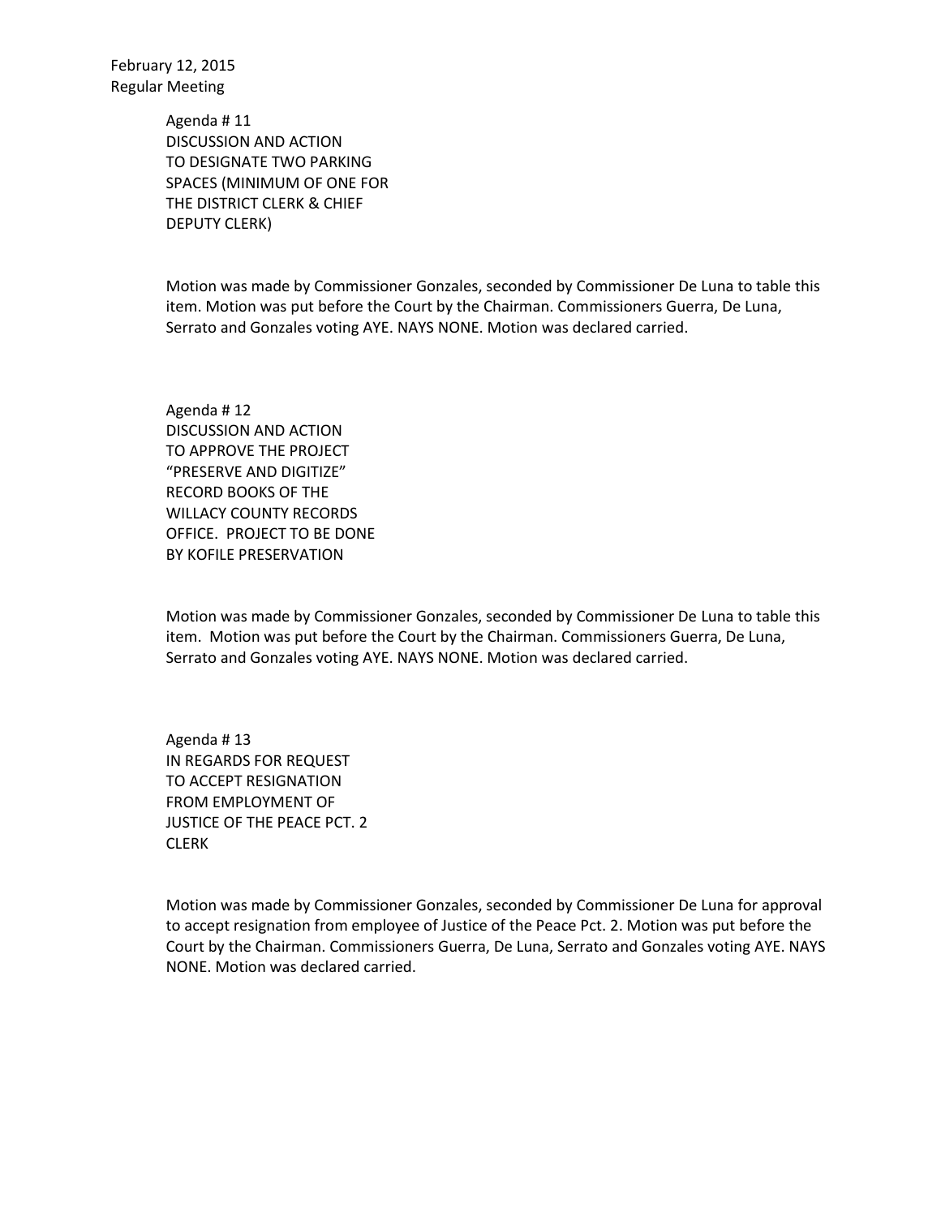February 12, 2015
Regular Meeting

Agenda # 11
DISCUSSION AND ACTION
TO DESIGNATE TWO PARKING
SPACES (MINIMUM OF ONE FOR
THE DISTRICT CLERK & CHIEF
DEPUTY CLERK)

Motion was made by Commissioner Gonzales, seconded by Commissioner De Luna to table this item. Motion was put before the Court by the Chairman. Commissioners Guerra, De Luna, Serrato and Gonzales voting AYE. NAYS NONE. Motion was declared carried.

Agenda # 12
DISCUSSION AND ACTION
TO APPROVE THE PROJECT
"PRESERVE AND DIGITIZE"
RECORD BOOKS OF THE
WILLACY COUNTY RECORDS
OFFICE. PROJECT TO BE DONE
BY KOFILE PRESERVATION

Motion was made by Commissioner Gonzales, seconded by Commissioner De Luna to table this item. Motion was put before the Court by the Chairman. Commissioners Guerra, De Luna, Serrato and Gonzales voting AYE. NAYS NONE. Motion was declared carried.

Agenda # 13
IN REGARDS FOR REQUEST
TO ACCEPT RESIGNATION
FROM EMPLOYMENT OF
JUSTICE OF THE PEACE PCT. 2
CLERK

Motion was made by Commissioner Gonzales, seconded by Commissioner De Luna for approval to accept resignation from employee of Justice of the Peace Pct. 2. Motion was put before the Court by the Chairman. Commissioners Guerra, De Luna, Serrato and Gonzales voting AYE. NAYS NONE. Motion was declared carried.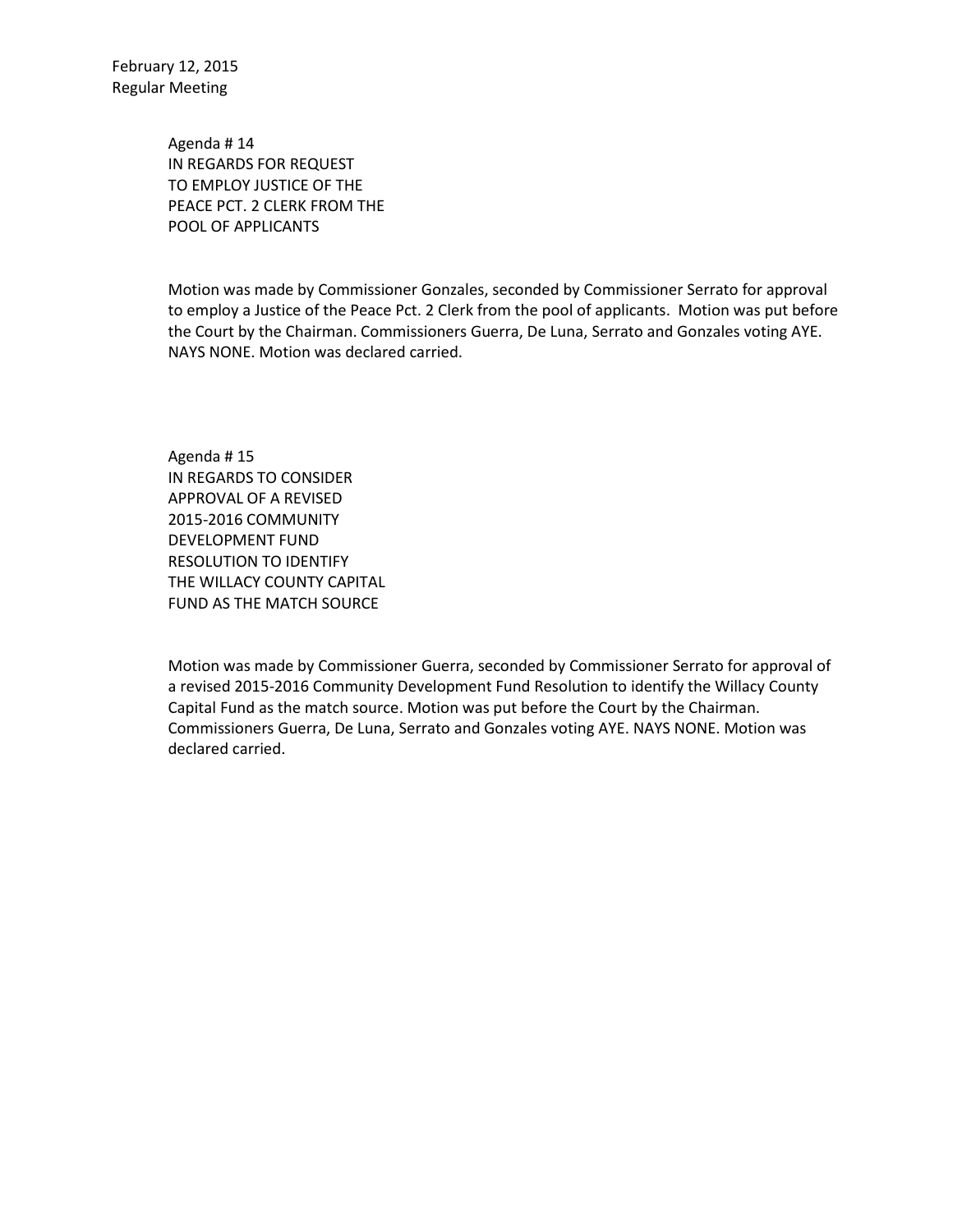February 12, 2015
Regular Meeting

Agenda # 14
IN REGARDS FOR REQUEST
TO EMPLOY JUSTICE OF THE
PEACE PCT. 2 CLERK FROM THE
POOL OF APPLICANTS

Motion was made by Commissioner Gonzales, seconded by Commissioner Serrato for approval to employ a Justice of the Peace Pct. 2 Clerk from the pool of applicants. Motion was put before the Court by the Chairman. Commissioners Guerra, De Luna, Serrato and Gonzales voting AYE. NAYS NONE. Motion was declared carried.

Agenda # 15
IN REGARDS TO CONSIDER
APPROVAL OF A REVISED
2015-2016 COMMUNITY
DEVELOPMENT FUND
RESOLUTION TO IDENTIFY
THE WILLACY COUNTY CAPITAL
FUND AS THE MATCH SOURCE

Motion was made by Commissioner Guerra, seconded by Commissioner Serrato for approval of a revised 2015-2016 Community Development Fund Resolution to identify the Willacy County Capital Fund as the match source. Motion was put before the Court by the Chairman. Commissioners Guerra, De Luna, Serrato and Gonzales voting AYE. NAYS NONE. Motion was declared carried.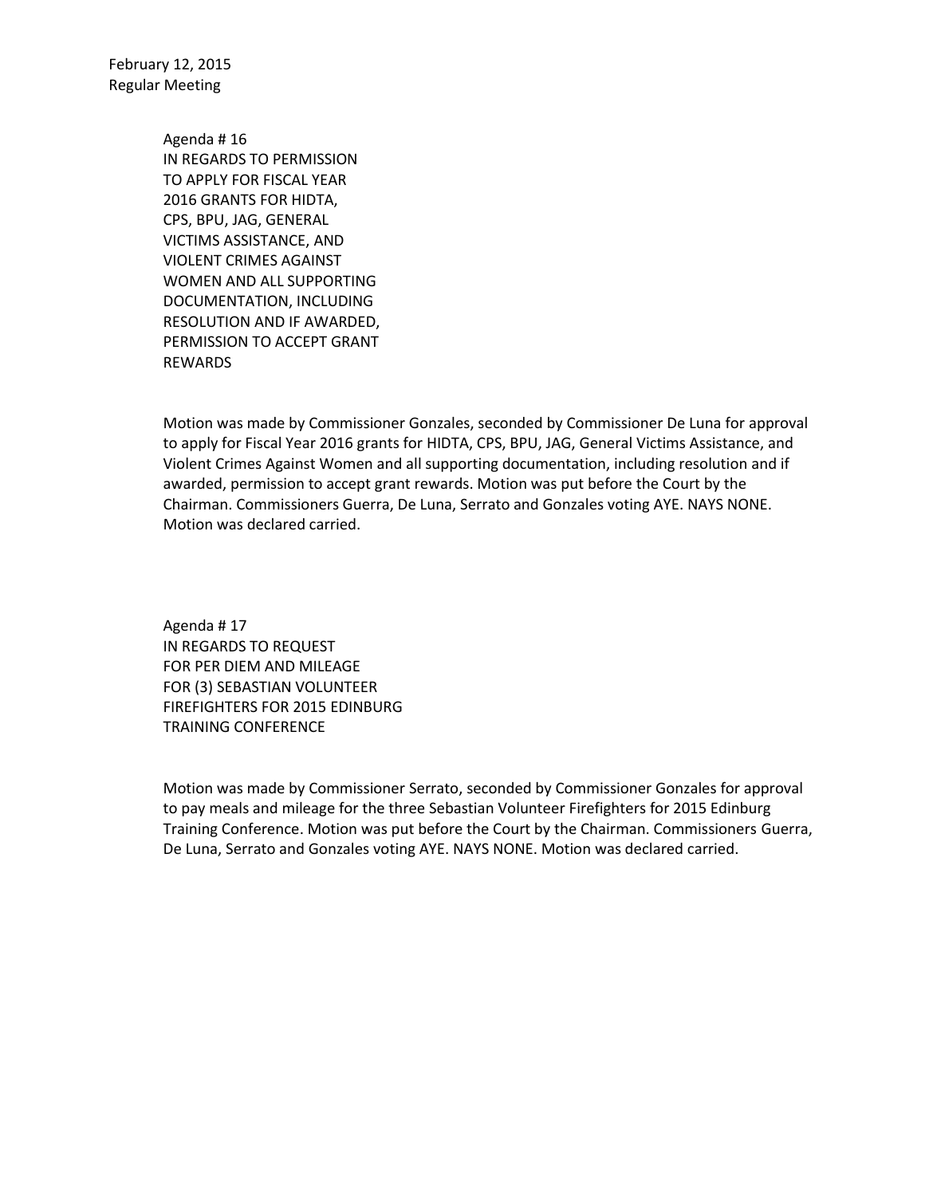February 12, 2015
Regular Meeting

Agenda # 16
IN REGARDS TO PERMISSION TO APPLY FOR FISCAL YEAR 2016 GRANTS FOR HIDTA, CPS, BPU, JAG, GENERAL VICTIMS ASSISTANCE, AND VIOLENT CRIMES AGAINST WOMEN AND ALL SUPPORTING DOCUMENTATION, INCLUDING RESOLUTION AND IF AWARDED, PERMISSION TO ACCEPT GRANT REWARDS

Motion was made by Commissioner Gonzales, seconded by Commissioner De Luna for approval to apply for Fiscal Year 2016 grants for HIDTA, CPS, BPU, JAG, General Victims Assistance, and Violent Crimes Against Women and all supporting documentation, including resolution and if awarded, permission to accept grant rewards. Motion was put before the Court by the Chairman. Commissioners Guerra, De Luna, Serrato and Gonzales voting AYE. NAYS NONE. Motion was declared carried.

Agenda # 17
IN REGARDS TO REQUEST FOR PER DIEM AND MILEAGE FOR (3) SEBASTIAN VOLUNTEER FIREFIGHTERS FOR 2015 EDINBURG TRAINING CONFERENCE

Motion was made by Commissioner Serrato, seconded by Commissioner Gonzales for approval to pay meals and mileage for the three Sebastian Volunteer Firefighters for 2015 Edinburg Training Conference. Motion was put before the Court by the Chairman. Commissioners Guerra, De Luna, Serrato and Gonzales voting AYE. NAYS NONE. Motion was declared carried.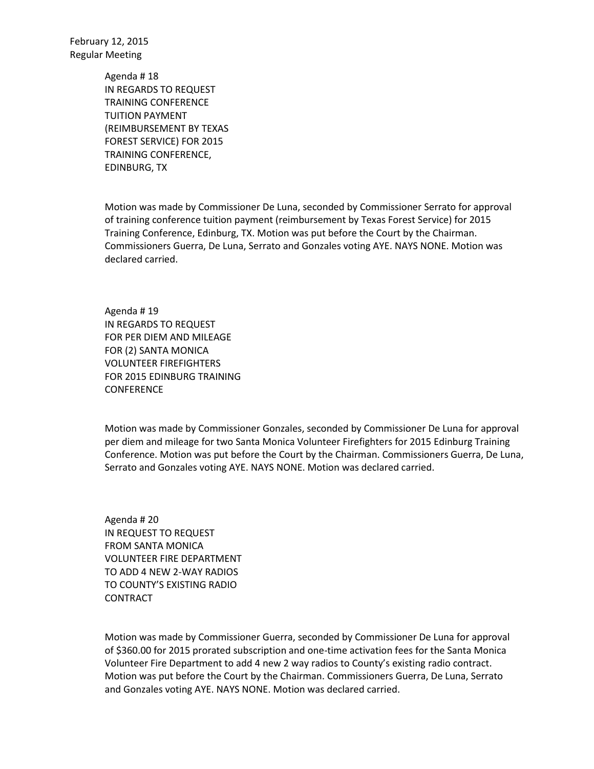February 12, 2015
Regular Meeting

Agenda # 18
IN REGARDS TO REQUEST
TRAINING CONFERENCE
TUITION PAYMENT
(REIMBURSEMENT BY TEXAS
FOREST SERVICE) FOR 2015
TRAINING CONFERENCE,
EDINBURG, TX

Motion was made by Commissioner De Luna, seconded by Commissioner Serrato for approval of training conference tuition payment (reimbursement by Texas Forest Service) for 2015 Training Conference, Edinburg, TX. Motion was put before the Court by the Chairman. Commissioners Guerra, De Luna, Serrato and Gonzales voting AYE. NAYS NONE. Motion was declared carried.

Agenda # 19
IN REGARDS TO REQUEST
FOR PER DIEM AND MILEAGE
FOR (2) SANTA MONICA
VOLUNTEER FIREFIGHTERS
FOR 2015 EDINBURG TRAINING
CONFERENCE

Motion was made by Commissioner Gonzales, seconded by Commissioner De Luna for approval per diem and mileage for two Santa Monica Volunteer Firefighters for 2015 Edinburg Training Conference. Motion was put before the Court by the Chairman. Commissioners Guerra, De Luna, Serrato and Gonzales voting AYE. NAYS NONE. Motion was declared carried.

Agenda # 20
IN REQUEST TO REQUEST
FROM SANTA MONICA
VOLUNTEER FIRE DEPARTMENT
TO ADD 4 NEW 2-WAY RADIOS
TO COUNTY'S EXISTING RADIO
CONTRACT

Motion was made by Commissioner Guerra, seconded by Commissioner De Luna for approval of $360.00 for 2015 prorated subscription and one-time activation fees for the Santa Monica Volunteer Fire Department to add 4 new 2 way radios to County's existing radio contract. Motion was put before the Court by the Chairman. Commissioners Guerra, De Luna, Serrato and Gonzales voting AYE. NAYS NONE. Motion was declared carried.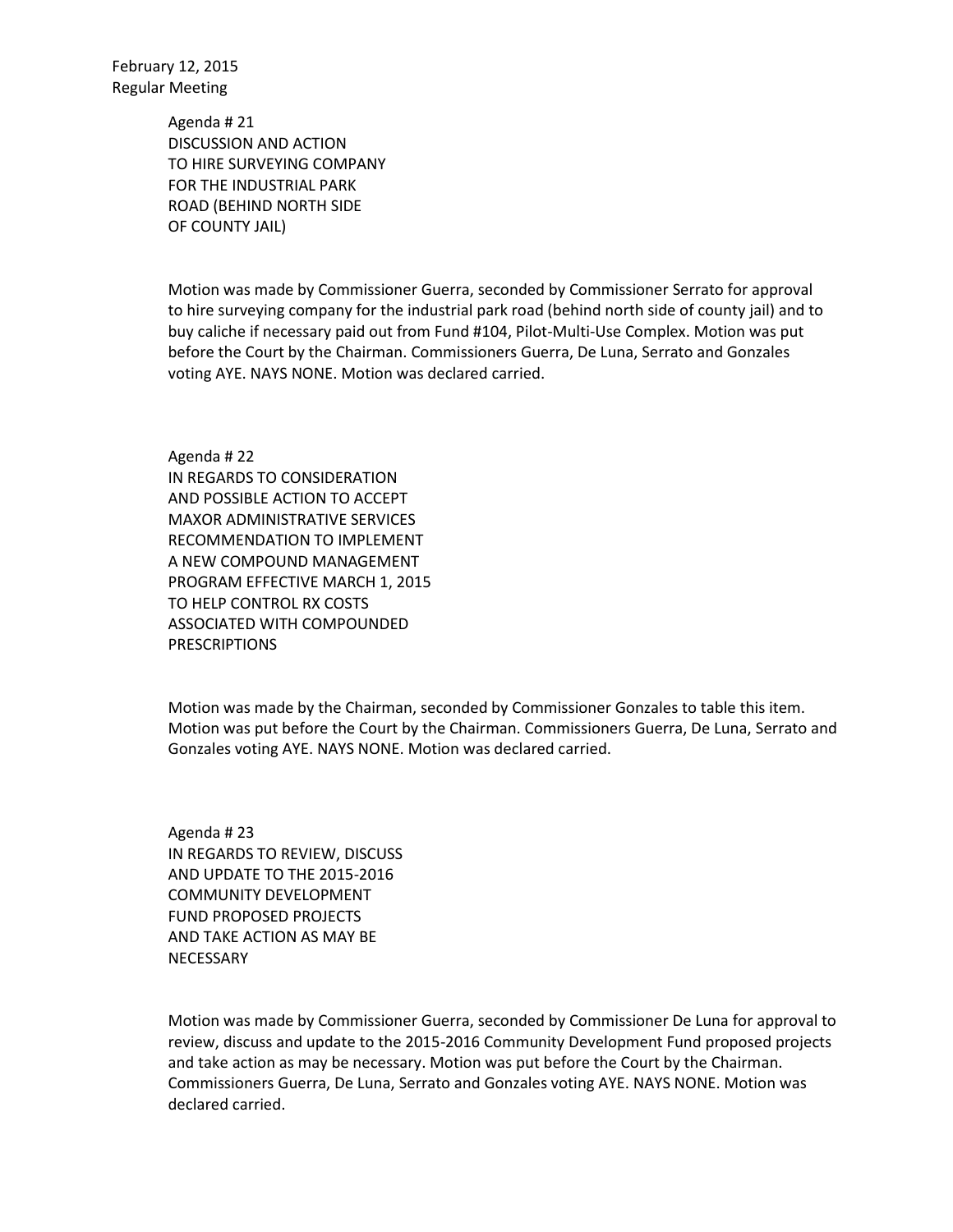February 12, 2015
Regular Meeting

Agenda # 21
DISCUSSION AND ACTION
TO HIRE SURVEYING COMPANY
FOR THE INDUSTRIAL PARK
ROAD (BEHIND NORTH SIDE
OF COUNTY JAIL)

Motion was made by Commissioner Guerra, seconded by Commissioner Serrato for approval to hire surveying company for the industrial park road (behind north side of county jail) and to buy caliche if necessary paid out from Fund #104, Pilot-Multi-Use Complex. Motion was put before the Court by the Chairman. Commissioners Guerra, De Luna, Serrato and Gonzales voting AYE. NAYS NONE. Motion was declared carried.

Agenda # 22
IN REGARDS TO CONSIDERATION
AND POSSIBLE ACTION TO ACCEPT
MAXOR ADMINISTRATIVE SERVICES
RECOMMENDATION TO IMPLEMENT
A NEW COMPOUND MANAGEMENT
PROGRAM EFFECTIVE MARCH 1, 2015
TO HELP CONTROL RX COSTS
ASSOCIATED WITH COMPOUNDED
PRESCRIPTIONS

Motion was made by the Chairman, seconded by Commissioner Gonzales to table this item. Motion was put before the Court by the Chairman. Commissioners Guerra, De Luna, Serrato and Gonzales voting AYE. NAYS NONE. Motion was declared carried.

Agenda # 23
IN REGARDS TO REVIEW, DISCUSS
AND UPDATE TO THE 2015-2016
COMMUNITY DEVELOPMENT
FUND PROPOSED PROJECTS
AND TAKE ACTION AS MAY BE
NECESSARY

Motion was made by Commissioner Guerra, seconded by Commissioner De Luna for approval to review, discuss and update to the 2015-2016 Community Development Fund proposed projects and take action as may be necessary. Motion was put before the Court by the Chairman. Commissioners Guerra, De Luna, Serrato and Gonzales voting AYE. NAYS NONE. Motion was declared carried.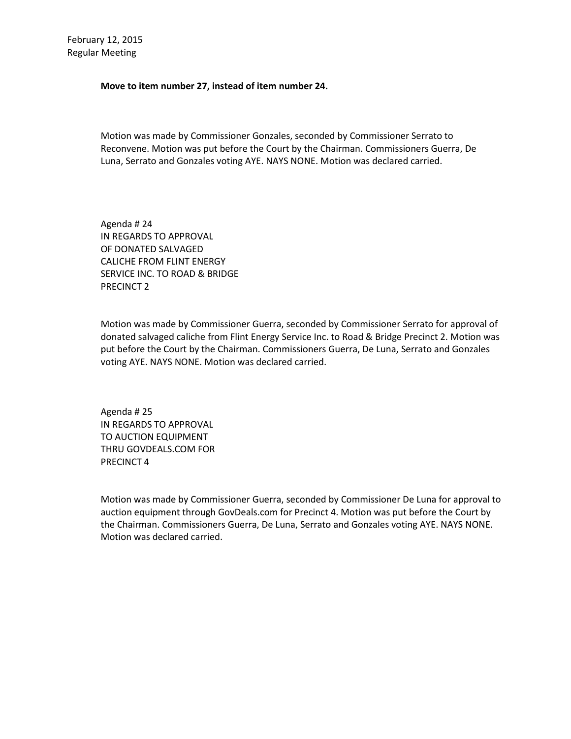February 12, 2015
Regular Meeting

**Move to item number 27, instead of item number 24.**

Motion was made by Commissioner Gonzales, seconded by Commissioner Serrato to Reconvene. Motion was put before the Court by the Chairman. Commissioners Guerra, De Luna, Serrato and Gonzales voting AYE. NAYS NONE. Motion was declared carried.

Agenda # 24
IN REGARDS TO APPROVAL
OF DONATED SALVAGED
CALICHE FROM FLINT ENERGY
SERVICE INC. TO ROAD & BRIDGE
PRECINCT 2

Motion was made by Commissioner Guerra, seconded by Commissioner Serrato for approval of donated salvaged caliche from Flint Energy Service Inc. to Road & Bridge Precinct 2. Motion was put before the Court by the Chairman. Commissioners Guerra, De Luna, Serrato and Gonzales voting AYE. NAYS NONE. Motion was declared carried.

Agenda # 25
IN REGARDS TO APPROVAL
TO AUCTION EQUIPMENT
THRU GOVDEALS.COM FOR
PRECINCT 4

Motion was made by Commissioner Guerra, seconded by Commissioner De Luna for approval to auction equipment through GovDeals.com for Precinct 4. Motion was put before the Court by the Chairman. Commissioners Guerra, De Luna, Serrato and Gonzales voting AYE. NAYS NONE. Motion was declared carried.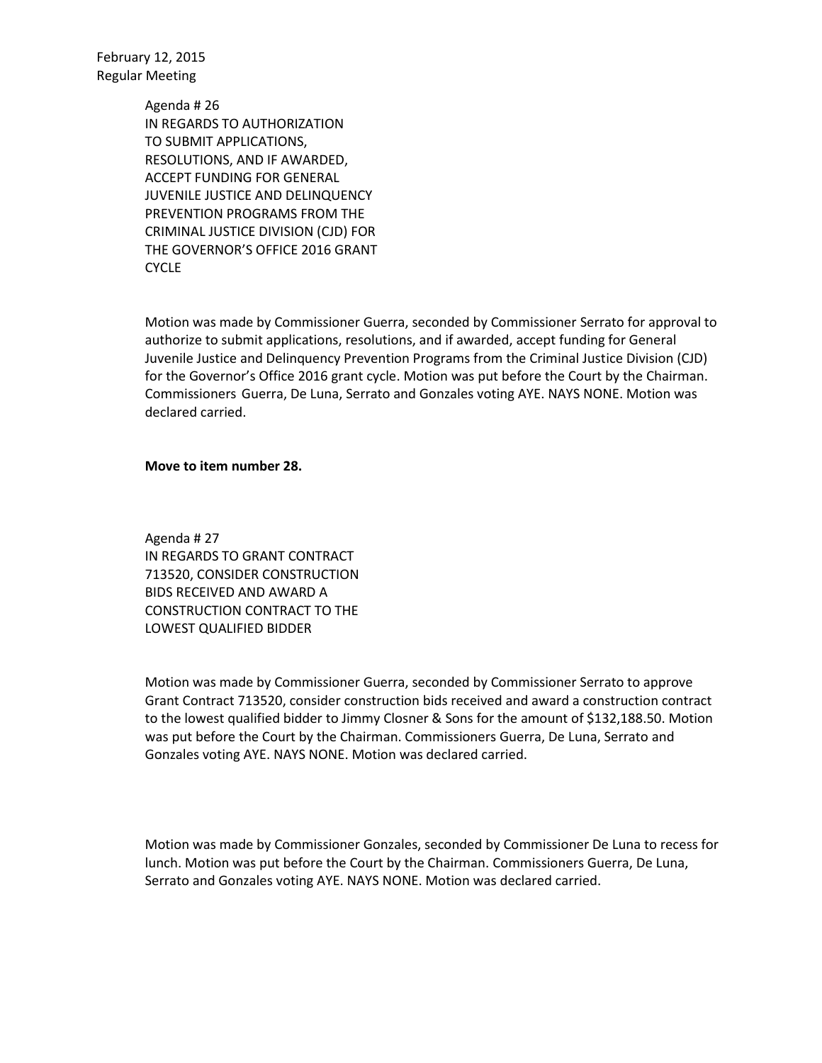February 12, 2015
Regular Meeting

Agenda # 26
IN REGARDS TO AUTHORIZATION TO SUBMIT APPLICATIONS, RESOLUTIONS, AND IF AWARDED, ACCEPT FUNDING FOR GENERAL JUVENILE JUSTICE AND DELINQUENCY PREVENTION PROGRAMS FROM THE CRIMINAL JUSTICE DIVISION (CJD) FOR THE GOVERNOR'S OFFICE 2016 GRANT CYCLE

Motion was made by Commissioner Guerra, seconded by Commissioner Serrato for approval to authorize to submit applications, resolutions, and if awarded, accept funding for General Juvenile Justice and Delinquency Prevention Programs from the Criminal Justice Division (CJD) for the Governor's Office 2016 grant cycle. Motion was put before the Court by the Chairman. Commissioners Guerra, De Luna, Serrato and Gonzales voting AYE. NAYS NONE. Motion was declared carried.

**Move to item number 28.**

Agenda # 27
IN REGARDS TO GRANT CONTRACT 713520, CONSIDER CONSTRUCTION BIDS RECEIVED AND AWARD A CONSTRUCTION CONTRACT TO THE LOWEST QUALIFIED BIDDER

Motion was made by Commissioner Guerra, seconded by Commissioner Serrato to approve Grant Contract 713520, consider construction bids received and award a construction contract to the lowest qualified bidder to Jimmy Closner & Sons for the amount of $132,188.50. Motion was put before the Court by the Chairman. Commissioners Guerra, De Luna, Serrato and Gonzales voting AYE. NAYS NONE. Motion was declared carried.

Motion was made by Commissioner Gonzales, seconded by Commissioner De Luna to recess for lunch. Motion was put before the Court by the Chairman. Commissioners Guerra, De Luna, Serrato and Gonzales voting AYE. NAYS NONE. Motion was declared carried.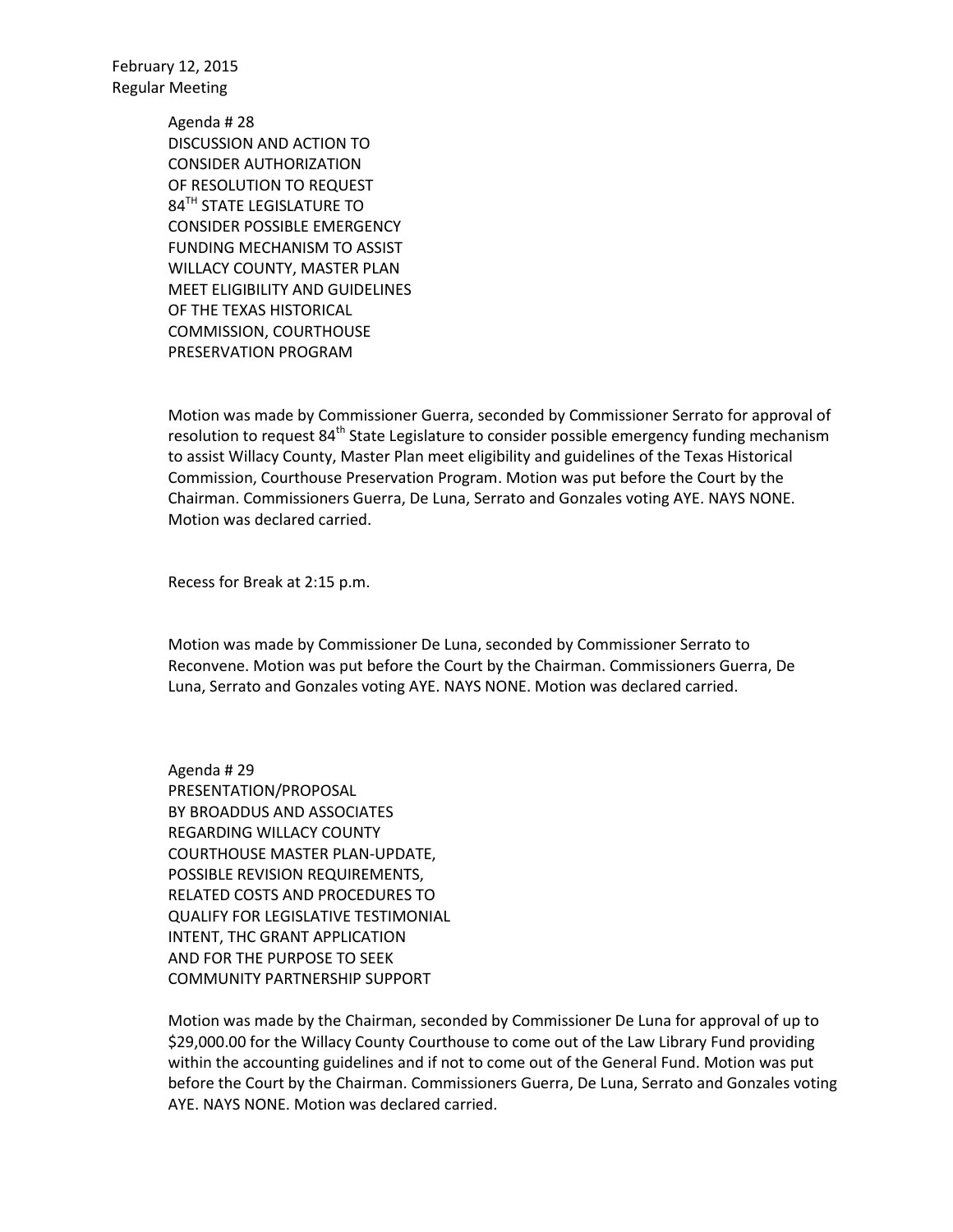February 12, 2015
Regular Meeting

Agenda # 28
DISCUSSION AND ACTION TO
CONSIDER AUTHORIZATION
OF RESOLUTION TO REQUEST
84TH STATE LEGISLATURE TO
CONSIDER POSSIBLE EMERGENCY
FUNDING MECHANISM TO ASSIST
WILLACY COUNTY, MASTER PLAN
MEET ELIGIBILITY AND GUIDELINES
OF THE TEXAS HISTORICAL
COMMISSION, COURTHOUSE
PRESERVATION PROGRAM

Motion was made by Commissioner Guerra, seconded by Commissioner Serrato for approval of resolution to request 84th State Legislature to consider possible emergency funding mechanism to assist Willacy County, Master Plan meet eligibility and guidelines of the Texas Historical Commission, Courthouse Preservation Program. Motion was put before the Court by the Chairman. Commissioners Guerra, De Luna, Serrato and Gonzales voting AYE. NAYS NONE. Motion was declared carried.

Recess for Break at 2:15 p.m.

Motion was made by Commissioner De Luna, seconded by Commissioner Serrato to Reconvene. Motion was put before the Court by the Chairman. Commissioners Guerra, De Luna, Serrato and Gonzales voting AYE. NAYS NONE. Motion was declared carried.

Agenda # 29
PRESENTATION/PROPOSAL
BY BROADDUS AND ASSOCIATES
REGARDING WILLACY COUNTY
COURTHOUSE MASTER PLAN-UPDATE,
POSSIBLE REVISION REQUIREMENTS,
RELATED COSTS AND PROCEDURES TO
QUALIFY FOR LEGISLATIVE TESTIMONIAL
INTENT, THC GRANT APPLICATION
AND FOR THE PURPOSE TO SEEK
COMMUNITY PARTNERSHIP SUPPORT

Motion was made by the Chairman, seconded by Commissioner De Luna for approval of up to $29,000.00 for the Willacy County Courthouse to come out of the Law Library Fund providing within the accounting guidelines and if not to come out of the General Fund. Motion was put before the Court by the Chairman. Commissioners Guerra, De Luna, Serrato and Gonzales voting AYE. NAYS NONE. Motion was declared carried.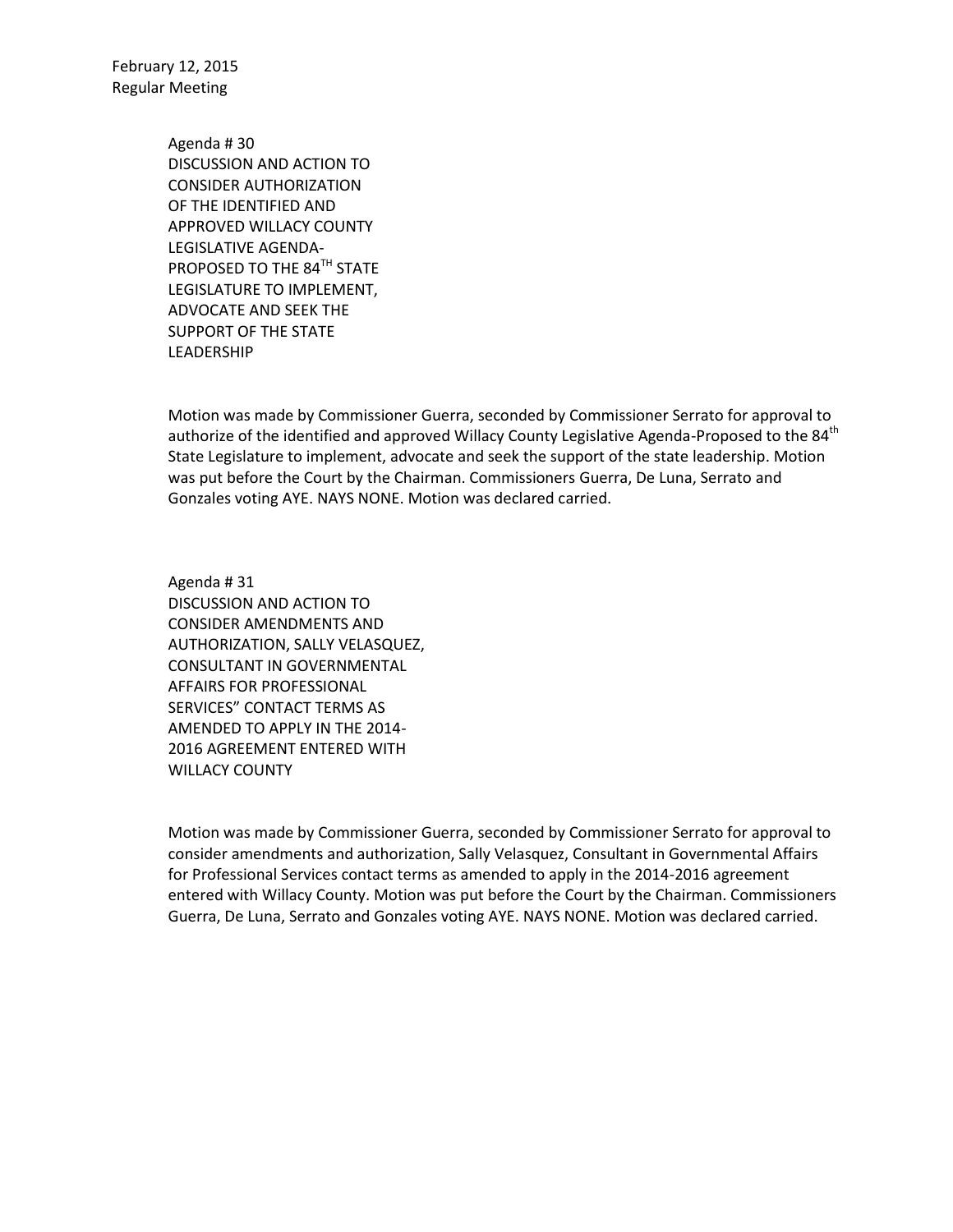February 12, 2015
Regular Meeting

Agenda # 30
DISCUSSION AND ACTION TO CONSIDER AUTHORIZATION OF THE IDENTIFIED AND APPROVED WILLACY COUNTY LEGISLATIVE AGENDA-PROPOSED TO THE 84TH STATE LEGISLATURE TO IMPLEMENT, ADVOCATE AND SEEK THE SUPPORT OF THE STATE LEADERSHIP

Motion was made by Commissioner Guerra, seconded by Commissioner Serrato for approval to authorize of the identified and approved Willacy County Legislative Agenda-Proposed to the 84th State Legislature to implement, advocate and seek the support of the state leadership. Motion was put before the Court by the Chairman. Commissioners Guerra, De Luna, Serrato and Gonzales voting AYE. NAYS NONE. Motion was declared carried.

Agenda # 31
DISCUSSION AND ACTION TO CONSIDER AMENDMENTS AND AUTHORIZATION, SALLY VELASQUEZ, CONSULTANT IN GOVERNMENTAL AFFAIRS FOR PROFESSIONAL SERVICES" CONTACT TERMS AS AMENDED TO APPLY IN THE 2014-2016 AGREEMENT ENTERED WITH WILLACY COUNTY

Motion was made by Commissioner Guerra, seconded by Commissioner Serrato for approval to consider amendments and authorization, Sally Velasquez, Consultant in Governmental Affairs for Professional Services contact terms as amended to apply in the 2014-2016 agreement entered with Willacy County. Motion was put before the Court by the Chairman. Commissioners Guerra, De Luna, Serrato and Gonzales voting AYE. NAYS NONE. Motion was declared carried.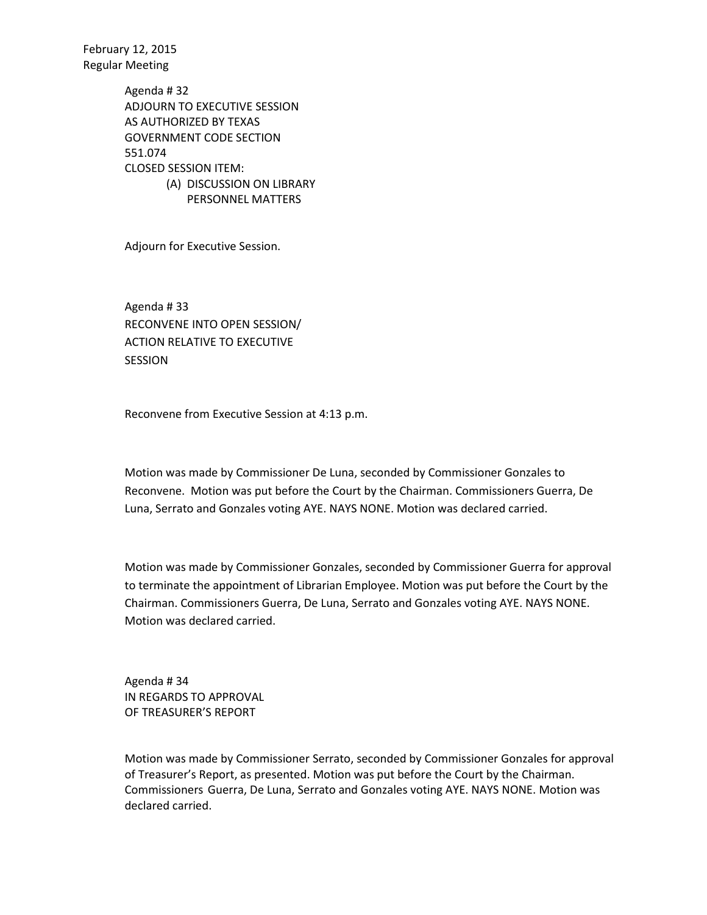February 12, 2015
Regular Meeting

Agenda # 32
ADJOURN TO EXECUTIVE SESSION
AS AUTHORIZED BY TEXAS
GOVERNMENT CODE SECTION
551.074
CLOSED SESSION ITEM:
(A) DISCUSSION ON LIBRARY
PERSONNEL MATTERS

Adjourn for Executive Session.

Agenda # 33
RECONVENE INTO OPEN SESSION/
ACTION RELATIVE TO EXECUTIVE
SESSION

Reconvene from Executive Session at 4:13 p.m.

Motion was made by Commissioner De Luna, seconded by Commissioner Gonzales to Reconvene. Motion was put before the Court by the Chairman. Commissioners Guerra, De Luna, Serrato and Gonzales voting AYE. NAYS NONE. Motion was declared carried.

Motion was made by Commissioner Gonzales, seconded by Commissioner Guerra for approval to terminate the appointment of Librarian Employee. Motion was put before the Court by the Chairman. Commissioners Guerra, De Luna, Serrato and Gonzales voting AYE. NAYS NONE. Motion was declared carried.

Agenda # 34
IN REGARDS TO APPROVAL
OF TREASURER'S REPORT

Motion was made by Commissioner Serrato, seconded by Commissioner Gonzales for approval of Treasurer's Report, as presented. Motion was put before the Court by the Chairman. Commissioners Guerra, De Luna, Serrato and Gonzales voting AYE. NAYS NONE. Motion was declared carried.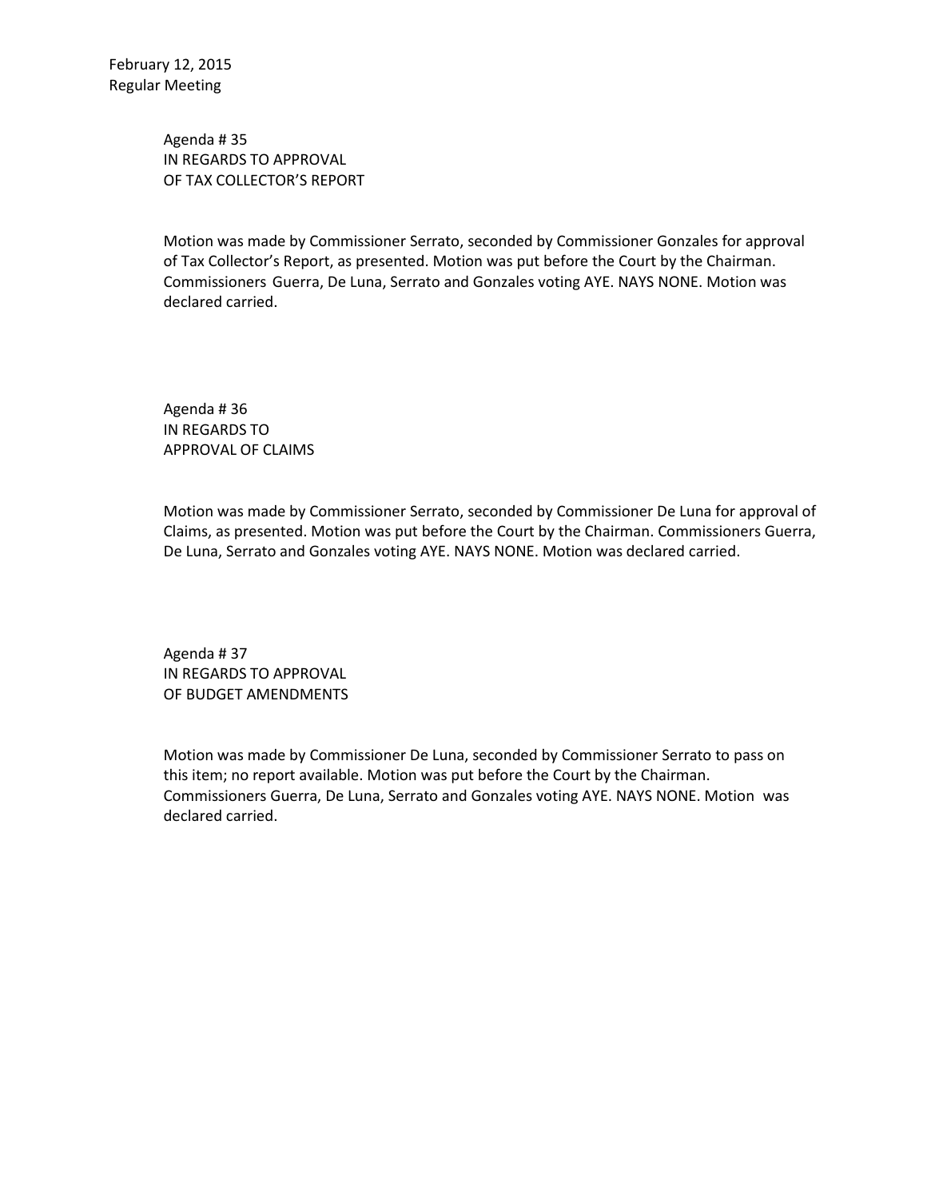February 12, 2015
Regular Meeting

Agenda # 35
IN REGARDS TO APPROVAL
OF TAX COLLECTOR'S REPORT

Motion was made by Commissioner Serrato, seconded by Commissioner Gonzales for approval of Tax Collector's Report, as presented. Motion was put before the Court by the Chairman. Commissioners Guerra, De Luna, Serrato and Gonzales voting AYE. NAYS NONE. Motion was declared carried.

Agenda # 36
IN REGARDS TO
APPROVAL OF CLAIMS

Motion was made by Commissioner Serrato, seconded by Commissioner De Luna for approval of Claims, as presented. Motion was put before the Court by the Chairman. Commissioners Guerra, De Luna, Serrato and Gonzales voting AYE. NAYS NONE. Motion was declared carried.

Agenda # 37
IN REGARDS TO APPROVAL
OF BUDGET AMENDMENTS

Motion was made by Commissioner De Luna, seconded by Commissioner Serrato to pass on this item; no report available. Motion was put before the Court by the Chairman. Commissioners Guerra, De Luna, Serrato and Gonzales voting AYE. NAYS NONE. Motion was declared carried.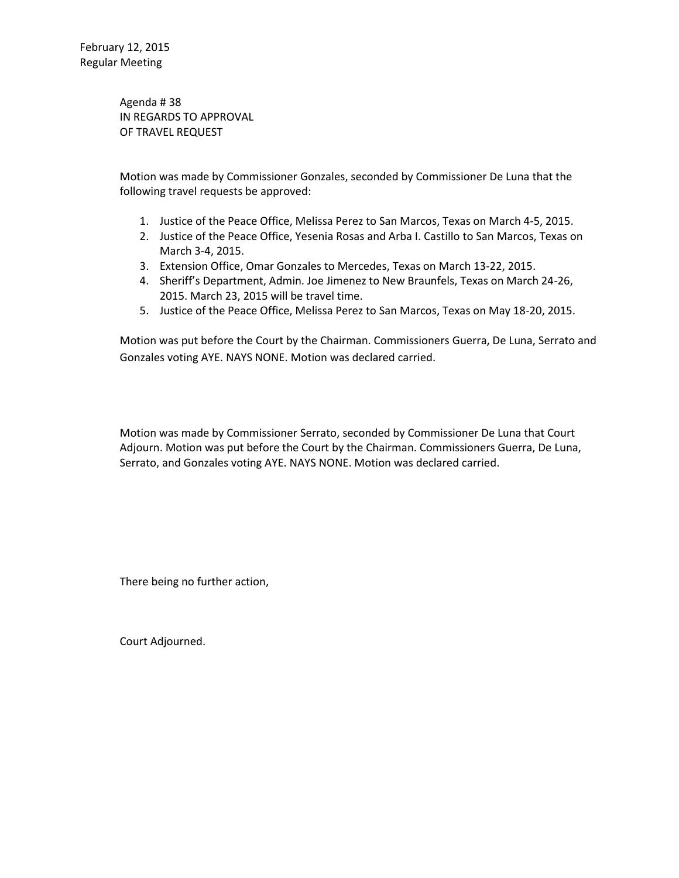February 12, 2015
Regular Meeting

Agenda # 38
IN REGARDS TO APPROVAL
OF TRAVEL REQUEST

Motion was made by Commissioner Gonzales, seconded by Commissioner De Luna that the following travel requests be approved:

1. Justice of the Peace Office, Melissa Perez to San Marcos, Texas on March 4-5, 2015.
2. Justice of the Peace Office, Yesenia Rosas and Arba I. Castillo to San Marcos, Texas on March 3-4, 2015.
3. Extension Office, Omar Gonzales to Mercedes, Texas on March 13-22, 2015.
4. Sheriff's Department, Admin. Joe Jimenez to New Braunfels, Texas on March 24-26, 2015. March 23, 2015 will be travel time.
5. Justice of the Peace Office, Melissa Perez to San Marcos, Texas on May 18-20, 2015.

Motion was put before the Court by the Chairman. Commissioners Guerra, De Luna, Serrato and Gonzales voting AYE. NAYS NONE. Motion was declared carried.

Motion was made by Commissioner Serrato, seconded by Commissioner De Luna that Court Adjourn. Motion was put before the Court by the Chairman. Commissioners Guerra, De Luna, Serrato, and Gonzales voting AYE. NAYS NONE. Motion was declared carried.

There being no further action,

Court Adjourned.